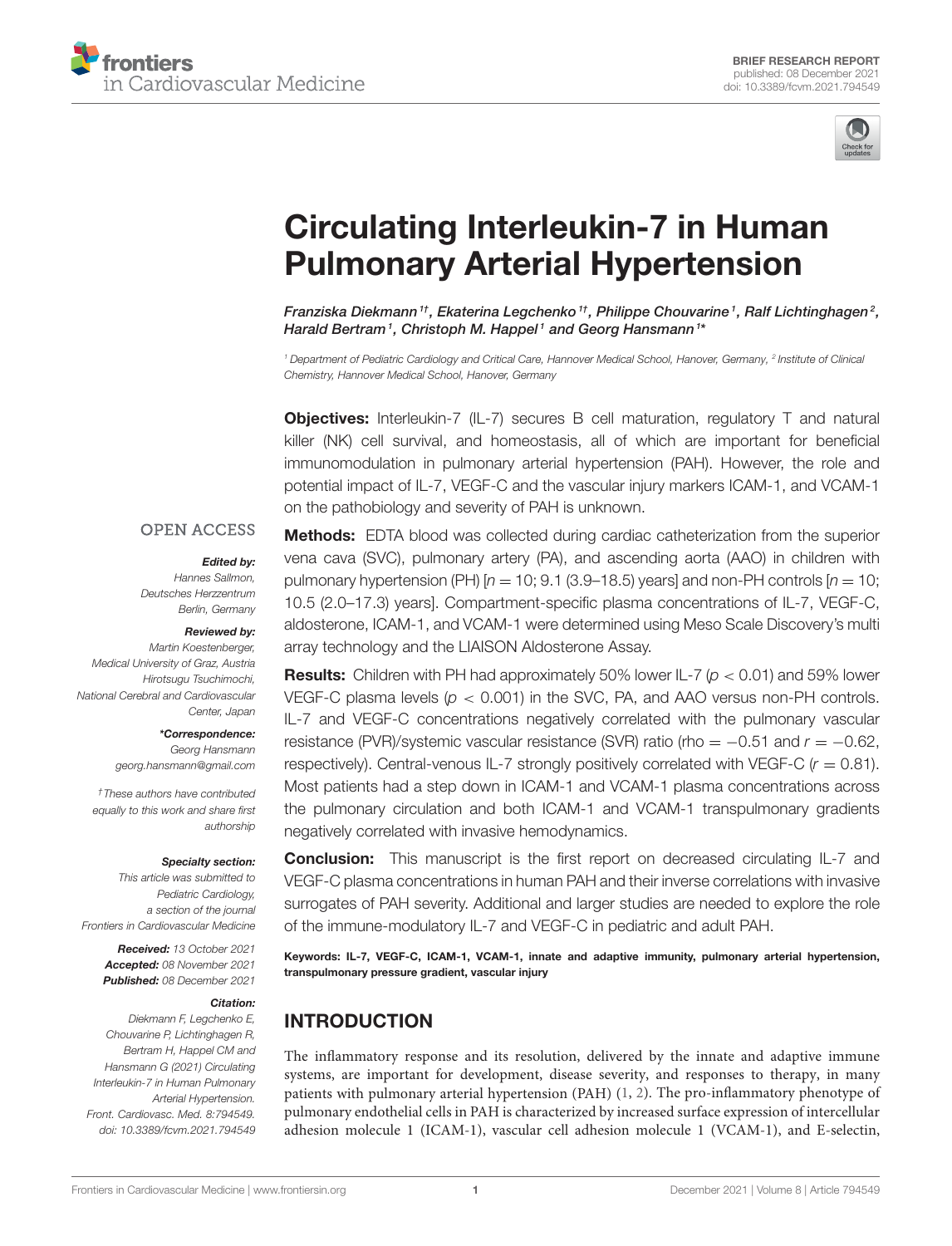BRIEF RESEARCH REPORT
published: 08 December 2021
doi: 10.3389/fcvm.2021.794549

# Circulating Interleukin-7 in Human Pulmonary Arterial Hypertension

*Franziska Diekmann[1†], Ekaterina Legchenko[1†], Philippe Chouvarine[1], Ralf Lichtinghagen[2], Harald Bertram[1], Christoph M. Happel[1] and Georg Hansmann[1]\**

[1] Department of Pediatric Cardiology and Critical Care, Hannover Medical School, Hanover, Germany, [2] Institute of Clinical Chemistry, Hannover Medical School, Hanover, Germany

**Objectives:** Interleukin-7 (IL-7) secures B cell maturation, regulatory T and natural killer (NK) cell survival, and homeostasis, all of which are important for beneficial immunomodulation in pulmonary arterial hypertension (PAH). However, the role and potential impact of IL-7, VEGF-C and the vascular injury markers ICAM-1, and VCAM-1 on the pathobiology and severity of PAH is unknown.

**Methods:** EDTA blood was collected during cardiac catheterization from the superior vena cava (SVC), pulmonary artery (PA), and ascending aorta (AAO) in children with pulmonary hypertension (PH) [$n = 10$; 9.1 (3.9–18.5) years] and non-PH controls [$n = 10$; 10.5 (2.0–17.3) years]. Compartment-specific plasma concentrations of IL-7, VEGF-C, aldosterone, ICAM-1, and VCAM-1 were determined using Meso Scale Discovery's multi array technology and the LIAISON Aldosterone Assay.

**Results:** Children with PH had approximately 50% lower IL-7 ($p < 0.01$) and 59% lower VEGF-C plasma levels ($p < 0.001$) in the SVC, PA, and AAO versus non-PH controls. IL-7 and VEGF-C concentrations negatively correlated with the pulmonary vascular resistance (PVR)/systemic vascular resistance (SVR) ratio (rho = −0.51 and $r = -0.62$, respectively). Central-venous IL-7 strongly positively correlated with VEGF-C ($r = 0.81$). Most patients had a step down in ICAM-1 and VCAM-1 plasma concentrations across the pulmonary circulation and both ICAM-1 and VCAM-1 transpulmonary gradients negatively correlated with invasive hemodynamics.

**Conclusion:** This manuscript is the first report on decreased circulating IL-7 and VEGF-C plasma concentrations in human PAH and their inverse correlations with invasive surrogates of PAH severity. Additional and larger studies are needed to explore the role of the immune-modulatory IL-7 and VEGF-C in pediatric and adult PAH.

**Keywords: IL-7, VEGF-C, ICAM-1, VCAM-1, innate and adaptive immunity, pulmonary arterial hypertension, transpulmonary pressure gradient, vascular injury**

OPEN ACCESS

***Edited by:***
Hannes Sallmon,
Deutsches Herzzentrum
Berlin, Germany

***Reviewed by:***
Martin Koestenberger,
Medical University of Graz, Austria
Hirotsugu Tsuchimochi,
National Cerebral and Cardiovascular
Center, Japan

***\*Correspondence:***
Georg Hansmann
georg.hansmann@gmail.com

† These authors have contributed equally to this work and share first authorship

***Specialty section:***
This article was submitted to
Pediatric Cardiology,
a section of the journal
Frontiers in Cardiovascular Medicine

***Received:*** 13 October 2021
***Accepted:*** 08 November 2021
***Published:*** 08 December 2021

***Citation:***
Diekmann F, Legchenko E, Chouvarine P, Lichtinghagen R, Bertram H, Happel CM and Hansmann G (2021) Circulating Interleukin-7 in Human Pulmonary Arterial Hypertension. Front. Cardiovasc. Med. 8:794549. doi: 10.3389/fcvm.2021.794549

## INTRODUCTION

The inflammatory response and its resolution, delivered by the innate and adaptive immune systems, are important for development, disease severity, and responses to therapy, in many patients with pulmonary arterial hypertension (PAH) (1, 2). The pro-inflammatory phenotype of pulmonary endothelial cells in PAH is characterized by increased surface expression of intercellular adhesion molecule 1 (ICAM-1), vascular cell adhesion molecule 1 (VCAM-1), and E-selectin,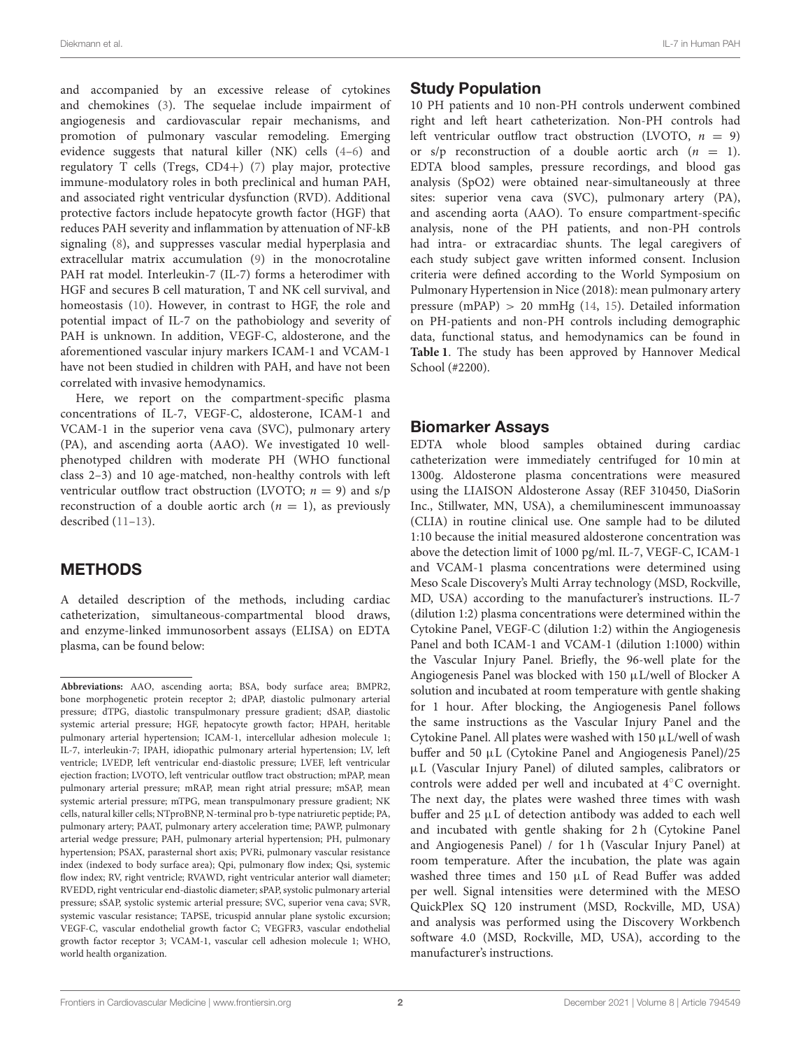and accompanied by an excessive release of cytokines and chemokines (3). The sequelae include impairment of angiogenesis and cardiovascular repair mechanisms, and promotion of pulmonary vascular remodeling. Emerging evidence suggests that natural killer (NK) cells (4–6) and regulatory T cells (Tregs, CD4+) (7) play major, protective immune-modulatory roles in both preclinical and human PAH, and associated right ventricular dysfunction (RVD). Additional protective factors include hepatocyte growth factor (HGF) that reduces PAH severity and inflammation by attenuation of NF-kB signaling (8), and suppresses vascular medial hyperplasia and extracellular matrix accumulation (9) in the monocrotaline PAH rat model. Interleukin-7 (IL-7) forms a heterodimer with HGF and secures B cell maturation, T and NK cell survival, and homeostasis (10). However, in contrast to HGF, the role and potential impact of IL-7 on the pathobiology and severity of PAH is unknown. In addition, VEGF-C, aldosterone, and the aforementioned vascular injury markers ICAM-1 and VCAM-1 have not been studied in children with PAH, and have not been correlated with invasive hemodynamics.

Here, we report on the compartment-specific plasma concentrations of IL-7, VEGF-C, aldosterone, ICAM-1 and VCAM-1 in the superior vena cava (SVC), pulmonary artery (PA), and ascending aorta (AAO). We investigated 10 well-phenotyped children with moderate PH (WHO functional class 2–3) and 10 age-matched, non-healthy controls with left ventricular outflow tract obstruction (LVOTO; $n = 9$) and s/p reconstruction of a double aortic arch ($n = 1$), as previously described (11–13).

## METHODS

A detailed description of the methods, including cardiac catheterization, simultaneous-compartmental blood draws, and enzyme-linked immunosorbent assays (ELISA) on EDTA plasma, can be found below:

**Abbreviations:** AAO, ascending aorta; BSA, body surface area; BMPR2, bone morphogenetic protein receptor 2; dPAP, diastolic pulmonary arterial pressure; dTPG, diastolic transpulmonary pressure gradient; dSAP, diastolic systemic arterial pressure; HGF, hepatocyte growth factor; HPAH, heritable pulmonary arterial hypertension; ICAM-1, intercellular adhesion molecule 1; IL-7, interleukin-7; IPAH, idiopathic pulmonary arterial hypertension; LV, left ventricle; LVEDP, left ventricular end-diastolic pressure; LVEF, left ventricular ejection fraction; LVOTO, left ventricular outflow tract obstruction; mPAP, mean pulmonary arterial pressure; mRAP, mean right atrial pressure; mSAP, mean systemic arterial pressure; mTPG, mean transpulmonary pressure gradient; NK cells, natural killer cells; NTproBNP, N-terminal pro b-type natriuretic peptide; PA, pulmonary artery; PAAT, pulmonary artery acceleration time; PAWP, pulmonary arterial wedge pressure; PAH, pulmonary arterial hypertension; PH, pulmonary hypertension; PSAX, parasternal short axis; PVRi, pulmonary vascular resistance index (indexed to body surface area); Qpi, pulmonary flow index; Qsi, systemic flow index; RV, right ventricle; RVAWD, right ventricular anterior wall diameter; RVEDD, right ventricular end-diastolic diameter; sPAP, systolic pulmonary arterial pressure; sSAP, systolic systemic arterial pressure; SVC, superior vena cava; SVR, systemic vascular resistance; TAPSE, tricuspid annular plane systolic excursion; VEGF-C, vascular endothelial growth factor C; VEGFR3, vascular endothelial growth factor receptor 3; VCAM-1, vascular cell adhesion molecule 1; WHO, world health organization.

### Study Population

10 PH patients and 10 non-PH controls underwent combined right and left heart catheterization. Non-PH controls had left ventricular outflow tract obstruction (LVOTO, $n = 9$) or s/p reconstruction of a double aortic arch ($n = 1$). EDTA blood samples, pressure recordings, and blood gas analysis (SpO2) were obtained near-simultaneously at three sites: superior vena cava (SVC), pulmonary artery (PA), and ascending aorta (AAO). To ensure compartment-specific analysis, none of the PH patients, and non-PH controls had intra- or extracardiac shunts. The legal caregivers of each study subject gave written informed consent. Inclusion criteria were defined according to the World Symposium on Pulmonary Hypertension in Nice (2018): mean pulmonary artery pressure (mPAP) > 20 mmHg (14, 15). Detailed information on PH-patients and non-PH controls including demographic data, functional status, and hemodynamics can be found in **Table 1**. The study has been approved by Hannover Medical School (#2200).

### Biomarker Assays

EDTA whole blood samples obtained during cardiac catheterization were immediately centrifuged for 10 min at 1300g. Aldosterone plasma concentrations were measured using the LIAISON Aldosterone Assay (REF 310450, DiaSorin Inc., Stillwater, MN, USA), a chemiluminescent immunoassay (CLIA) in routine clinical use. One sample had to be diluted 1:10 because the initial measured aldosterone concentration was above the detection limit of 1000 pg/ml. IL-7, VEGF-C, ICAM-1 and VCAM-1 plasma concentrations were determined using Meso Scale Discovery's Multi Array technology (MSD, Rockville, MD, USA) according to the manufacturer's instructions. IL-7 (dilution 1:2) plasma concentrations were determined within the Cytokine Panel, VEGF-C (dilution 1:2) within the Angiogenesis Panel and both ICAM-1 and VCAM-1 (dilution 1:1000) within the Vascular Injury Panel. Briefly, the 96-well plate for the Angiogenesis Panel was blocked with 150 µL/well of Blocker A solution and incubated at room temperature with gentle shaking for 1 hour. After blocking, the Angiogenesis Panel follows the same instructions as the Vascular Injury Panel and the Cytokine Panel. All plates were washed with 150 µL/well of wash buffer and 50 µL (Cytokine Panel and Angiogenesis Panel)/25 µL (Vascular Injury Panel) of diluted samples, calibrators or controls were added per well and incubated at 4°C overnight. The next day, the plates were washed three times with wash buffer and 25 µL of detection antibody was added to each well and incubated with gentle shaking for 2 h (Cytokine Panel and Angiogenesis Panel) / for 1 h (Vascular Injury Panel) at room temperature. After the incubation, the plate was again washed three times and 150 µL of Read Buffer was added per well. Signal intensities were determined with the MESO QuickPlex SQ 120 instrument (MSD, Rockville, MD, USA) and analysis was performed using the Discovery Workbench software 4.0 (MSD, Rockville, MD, USA), according to the manufacturer's instructions.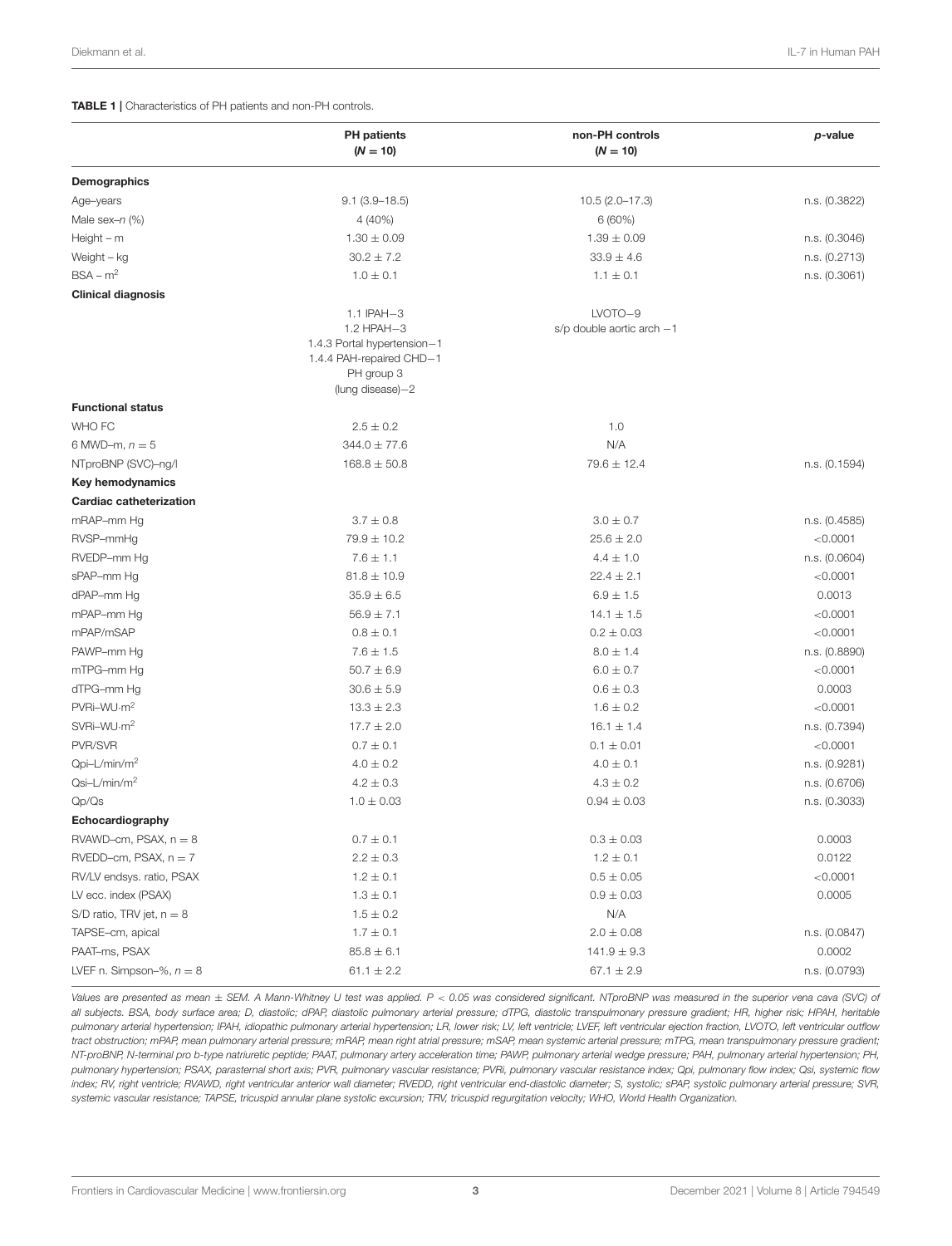**TABLE 1 |** Characteristics of PH patients and non-PH controls.

| | PH patients ($N = 10$) | non-PH controls ($N = 10$) | *p*-value |
|---|---|---|---|
| **Demographics** | | | |
| Age–years | 9.1 (3.9–18.5) | 10.5 (2.0–17.3) | n.s. (0.3822) |
| Male sex–*n* (%) | 4 (40%) | 6 (60%) | |
| Height – m | 1.30 ± 0.09 | 1.39 ± 0.09 | n.s. (0.3046) |
| Weight – kg | 30.2 ± 7.2 | 33.9 ± 4.6 | n.s. (0.2713) |
| BSA – $m^2$ | 1.0 ± 0.1 | 1.1 ± 0.1 | n.s. (0.3061) |
| **Clinical diagnosis** | | | |
| | 1.1 IPAH−3<br>1.2 HPAH−3<br>1.4.3 Portal hypertension−1<br>1.4.4 PAH-repaired CHD−1<br>PH group 3<br>(lung disease)−2 | LVOTO−9<br>s/p double aortic arch −1 | |
| **Functional status** | | | |
| WHO FC | 2.5 ± 0.2 | 1.0 | |
| 6 MWD–m, $n = 5$ | 344.0 ± 77.6 | N/A | |
| NTproBNP (SVC)–ng/l | 168.8 ± 50.8 | 79.6 ± 12.4 | n.s. (0.1594) |
| **Key hemodynamics** | | | |
| **Cardiac catheterization** | | | |
| mRAP–mm Hg | 3.7 ± 0.8 | 3.0 ± 0.7 | n.s. (0.4585) |
| RVSP–mmHg | 79.9 ± 10.2 | 25.6 ± 2.0 | <0.0001 |
| RVEDP–mm Hg | 7.6 ± 1.1 | 4.4 ± 1.0 | n.s. (0.0604) |
| sPAP–mm Hg | 81.8 ± 10.9 | 22.4 ± 2.1 | <0.0001 |
| dPAP–mm Hg | 35.9 ± 6.5 | 6.9 ± 1.5 | 0.0013 |
| mPAP–mm Hg | 56.9 ± 7.1 | 14.1 ± 1.5 | <0.0001 |
| mPAP/mSAP | 0.8 ± 0.1 | 0.2 ± 0.03 | <0.0001 |
| PAWP–mm Hg | 7.6 ± 1.5 | 8.0 ± 1.4 | n.s. (0.8890) |
| mTPG–mm Hg | 50.7 ± 6.9 | 6.0 ± 0.7 | <0.0001 |
| dTPG–mm Hg | 30.6 ± 5.9 | 0.6 ± 0.3 | 0.0003 |
| PVRi–WU·$m^2$ | 13.3 ± 2.3 | 1.6 ± 0.2 | <0.0001 |
| SVRi–WU·$m^2$ | 17.7 ± 2.0 | 16.1 ± 1.4 | n.s. (0.7394) |
| PVR/SVR | 0.7 ± 0.1 | 0.1 ± 0.01 | <0.0001 |
| Qpi–L/min/$m^2$ | 4.0 ± 0.2 | 4.0 ± 0.1 | n.s. (0.9281) |
| Qsi–L/min/$m^2$ | 4.2 ± 0.3 | 4.3 ± 0.2 | n.s. (0.6706) |
| Qp/Qs | 1.0 ± 0.03 | 0.94 ± 0.03 | n.s. (0.3033) |
| **Echocardiography** | | | |
| RVAWD–cm, PSAX, n = 8 | 0.7 ± 0.1 | 0.3 ± 0.03 | 0.0003 |
| RVEDD–cm, PSAX, n = 7 | 2.2 ± 0.3 | 1.2 ± 0.1 | 0.0122 |
| RV/LV endsys. ratio, PSAX | 1.2 ± 0.1 | 0.5 ± 0.05 | <0.0001 |
| LV ecc. index (PSAX) | 1.3 ± 0.1 | 0.9 ± 0.03 | 0.0005 |
| S/D ratio, TRV jet, n = 8 | 1.5 ± 0.2 | N/A | |
| TAPSE–cm, apical | 1.7 ± 0.1 | 2.0 ± 0.08 | n.s. (0.0847) |
| PAAT–ms, PSAX | 85.8 ± 6.1 | 141.9 ± 9.3 | 0.0002 |
| LVEF n. Simpson–%, $n = 8$ | 61.1 ± 2.2 | 67.1 ± 2.9 | n.s. (0.0793) |

*Values are presented as mean ± SEM. A Mann-Whitney U test was applied. $P < 0.05$ was considered significant. NTproBNP was measured in the superior vena cava (SVC) of all subjects. BSA, body surface area; D, diastolic; dPAP, diastolic pulmonary arterial pressure; dTPG, diastolic transpulmonary pressure gradient; HR, higher risk; HPAH, heritable pulmonary arterial hypertension; IPAH, idiopathic pulmonary arterial hypertension; LR, lower risk; LV, left ventricle; LVEF, left ventricular ejection fraction, LVOTO, left ventricular outflow tract obstruction; mPAP, mean pulmonary arterial pressure; mRAP, mean right atrial pressure; mSAP, mean systemic arterial pressure; mTPG, mean transpulmonary pressure gradient; NT-proBNP, N-terminal pro b-type natriuretic peptide; PAAT, pulmonary artery acceleration time; PAWP, pulmonary arterial wedge pressure; PAH, pulmonary arterial hypertension; PH, pulmonary hypertension; PSAX, parasternal short axis; PVR, pulmonary vascular resistance; PVRi, pulmonary vascular resistance index; Qpi, pulmonary flow index; Qsi, systemic flow index; RV, right ventricle; RVAWD, right ventricular anterior wall diameter; RVEDD, right ventricular end-diastolic diameter; S, systolic; sPAP, systolic pulmonary arterial pressure; SVR, systemic vascular resistance; TAPSE, tricuspid annular plane systolic excursion; TRV, tricuspid regurgitation velocity; WHO, World Health Organization.*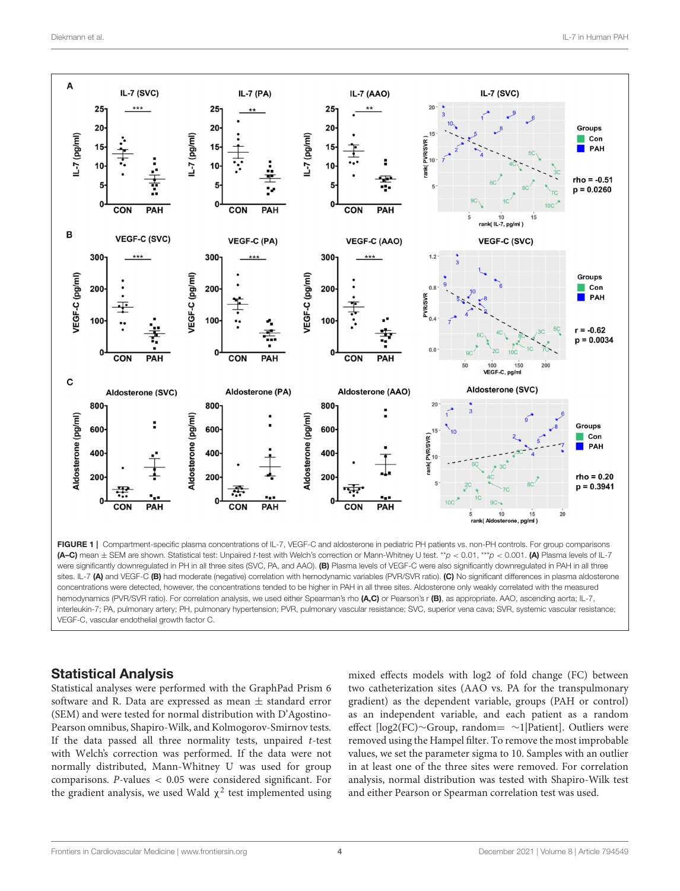**FIGURE 1** | Compartment-specific plasma concentrations of IL-7, VEGF-C and aldosterone in pediatric PH patients vs. non-PH controls. For group comparisons **(A–C)** mean ± SEM are shown. Statistical test: Unpaired *t*-test with Welch's correction or Mann-Whitney U test. \*\*$p < 0.01$, \*\*\*$p < 0.001$. **(A)** Plasma levels of IL-7 were significantly downregulated in PH in all three sites (SVC, PA, and AAO). **(B)** Plasma levels of VEGF-C were also significantly downregulated in PAH in all three sites. IL-7 **(A)** and VEGF-C **(B)** had moderate (negative) correlation with hemodynamic variables (PVR/SVR ratio). **(C)** No significant differences in plasma aldosterone concentrations were detected, however, the concentrations tended to be higher in PAH in all three sites. Aldosterone only weakly correlated with the measured hemodynamics (PVR/SVR ratio). For correlation analysis, we used either Spearman's rho **(A,C)** or Pearson's r **(B)**, as appropriate. AAO, ascending aorta; IL-7, interleukin-7; PA, pulmonary artery; PH, pulmonary hypertension; PVR, pulmonary vascular resistance; SVC, superior vena cava; SVR, systemic vascular resistance; VEGF-C, vascular endothelial growth factor C.

## Statistical Analysis

Statistical analyses were performed with the GraphPad Prism 6 software and R. Data are expressed as mean ± standard error (SEM) and were tested for normal distribution with D'Agostino-Pearson omnibus, Shapiro-Wilk, and Kolmogorov-Smirnov tests. If the data passed all three normality tests, unpaired *t*-test with Welch's correction was performed. If the data were not normally distributed, Mann-Whitney U was used for group comparisons. *P*-values < 0.05 were considered significant. For the gradient analysis, we used Wald $\chi^2$ test implemented using mixed effects models with log2 of fold change (FC) between two catheterization sites (AAO vs. PA for the transpulmonary gradient) as the dependent variable, groups (PAH or control) as an independent variable, and each patient as a random effect [log2(FC)∼Group, random= ∼1|Patient]. Outliers were removed using the Hampel filter. To remove the most improbable values, we set the parameter sigma to 10. Samples with an outlier in at least one of the three sites were removed. For correlation analysis, normal distribution was tested with Shapiro-Wilk test and either Pearson or Spearman correlation test was used.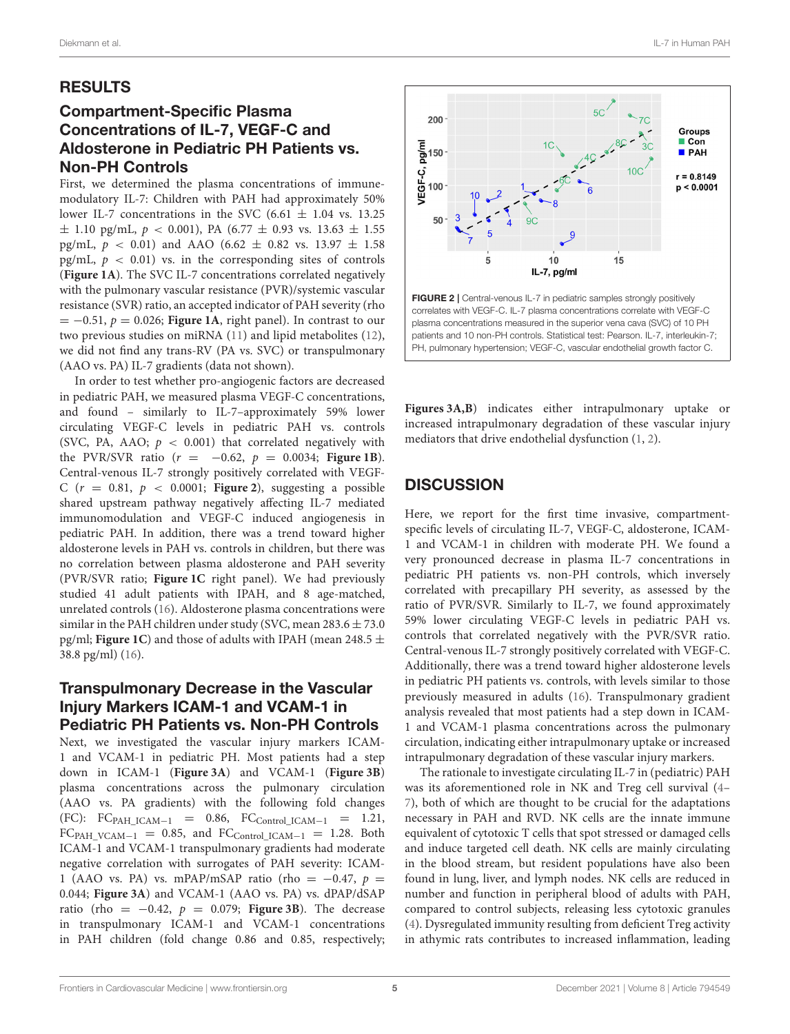## RESULTS

### Compartment-Specific Plasma Concentrations of IL-7, VEGF-C and Aldosterone in Pediatric PH Patients vs. Non-PH Controls

First, we determined the plasma concentrations of immune-modulatory IL-7: Children with PAH had approximately 50% lower IL-7 concentrations in the SVC (6.61 ± 1.04 vs. 13.25 ± 1.10 pg/mL, $p < 0.001$), PA (6.77 ± 0.93 vs. 13.63 ± 1.55 pg/mL, $p < 0.01$) and AAO (6.62 ± 0.82 vs. 13.97 ± 1.58 pg/mL, $p < 0.01$) vs. in the corresponding sites of controls (**Figure 1A**). The SVC IL-7 concentrations correlated negatively with the pulmonary vascular resistance (PVR)/systemic vascular resistance (SVR) ratio, an accepted indicator of PAH severity (rho = −0.51, $p = 0.026$; **Figure 1A**, right panel). In contrast to our two previous studies on miRNA (11) and lipid metabolites (12), we did not find any trans-RV (PA vs. SVC) or transpulmonary (AAO vs. PA) IL-7 gradients (data not shown).

In order to test whether pro-angiogenic factors are decreased in pediatric PAH, we measured plasma VEGF-C concentrations, and found – similarly to IL-7–approximately 59% lower circulating VEGF-C levels in pediatric PAH vs. controls (SVC, PA, AAO; $p < 0.001$) that correlated negatively with the PVR/SVR ratio ($r = -0.62$, $p = 0.0034$; **Figure 1B**). Central-venous IL-7 strongly positively correlated with VEGF-C ($r = 0.81$, $p < 0.0001$; **Figure 2**), suggesting a possible shared upstream pathway negatively affecting IL-7 mediated immunomodulation and VEGF-C induced angiogenesis in pediatric PAH. In addition, there was a trend toward higher aldosterone levels in PAH vs. controls in children, but there was no correlation between plasma aldosterone and PAH severity (PVR/SVR ratio; **Figure 1C** right panel). We had previously studied 41 adult patients with IPAH, and 8 age-matched, unrelated controls (16). Aldosterone plasma concentrations were similar in the PAH children under study (SVC, mean 283.6 ± 73.0 pg/ml; **Figure 1C**) and those of adults with IPAH (mean 248.5 ± 38.8 pg/ml) (16).

### Transpulmonary Decrease in the Vascular Injury Markers ICAM-1 and VCAM-1 in Pediatric PH Patients vs. Non-PH Controls

Next, we investigated the vascular injury markers ICAM-1 and VCAM-1 in pediatric PH. Most patients had a step down in ICAM-1 (**Figure 3A**) and VCAM-1 (**Figure 3B**) plasma concentrations across the pulmonary circulation (AAO vs. PA gradients) with the following fold changes (FC): $FC_{PAH\_ICAM-1} = 0.86$, $FC_{Control\_ICAM-1} = 1.21$, $FC_{PAH\_VCAM-1} = 0.85$, and $FC_{Control\_ICAM-1} = 1.28$. Both ICAM-1 and VCAM-1 transpulmonary gradients had moderate negative correlation with surrogates of PAH severity: ICAM-1 (AAO vs. PA) vs. mPAP/mSAP ratio (rho = −0.47, $p = 0.044$; **Figure 3A**) and VCAM-1 (AAO vs. PA) vs. dPAP/dSAP ratio (rho = −0.42, $p = 0.079$; **Figure 3B**). The decrease in transpulmonary ICAM-1 and VCAM-1 concentrations in PAH children (fold change 0.86 and 0.85, respectively; **Figures 3A,B**) indicates either intrapulmonary uptake or increased intrapulmonary degradation of these vascular injury mediators that drive endothelial dysfunction (1, 2).

**FIGURE 2** | Central-venous IL-7 in pediatric samples strongly positively correlates with VEGF-C. IL-7 plasma concentrations correlate with VEGF-C plasma concentrations measured in the superior vena cava (SVC) of 10 PH patients and 10 non-PH controls. Statistical test: Pearson. IL-7, interleukin-7; PH, pulmonary hypertension; VEGF-C, vascular endothelial growth factor C.

## DISCUSSION

Here, we report for the first time invasive, compartment-specific levels of circulating IL-7, VEGF-C, aldosterone, ICAM-1 and VCAM-1 in children with moderate PH. We found a very pronounced decrease in plasma IL-7 concentrations in pediatric PH patients vs. non-PH controls, which inversely correlated with precapillary PH severity, as assessed by the ratio of PVR/SVR. Similarly to IL-7, we found approximately 59% lower circulating VEGF-C levels in pediatric PAH vs. controls that correlated negatively with the PVR/SVR ratio. Central-venous IL-7 strongly positively correlated with VEGF-C. Additionally, there was a trend toward higher aldosterone levels in pediatric PH patients vs. controls, with levels similar to those previously measured in adults (16). Transpulmonary gradient analysis revealed that most patients had a step down in ICAM-1 and VCAM-1 plasma concentrations across the pulmonary circulation, indicating either intrapulmonary uptake or increased intrapulmonary degradation of these vascular injury markers.

The rationale to investigate circulating IL-7 in (pediatric) PAH was its aforementioned role in NK and Treg cell survival (4–7), both of which are thought to be crucial for the adaptations necessary in PAH and RVD. NK cells are the innate immune equivalent of cytotoxic T cells that spot stressed or damaged cells and induce targeted cell death. NK cells are mainly circulating in the blood stream, but resident populations have also been found in lung, liver, and lymph nodes. NK cells are reduced in number and function in peripheral blood of adults with PAH, compared to control subjects, releasing less cytotoxic granules (4). Dysregulated immunity resulting from deficient Treg activity in athymic rats contributes to increased inflammation, leading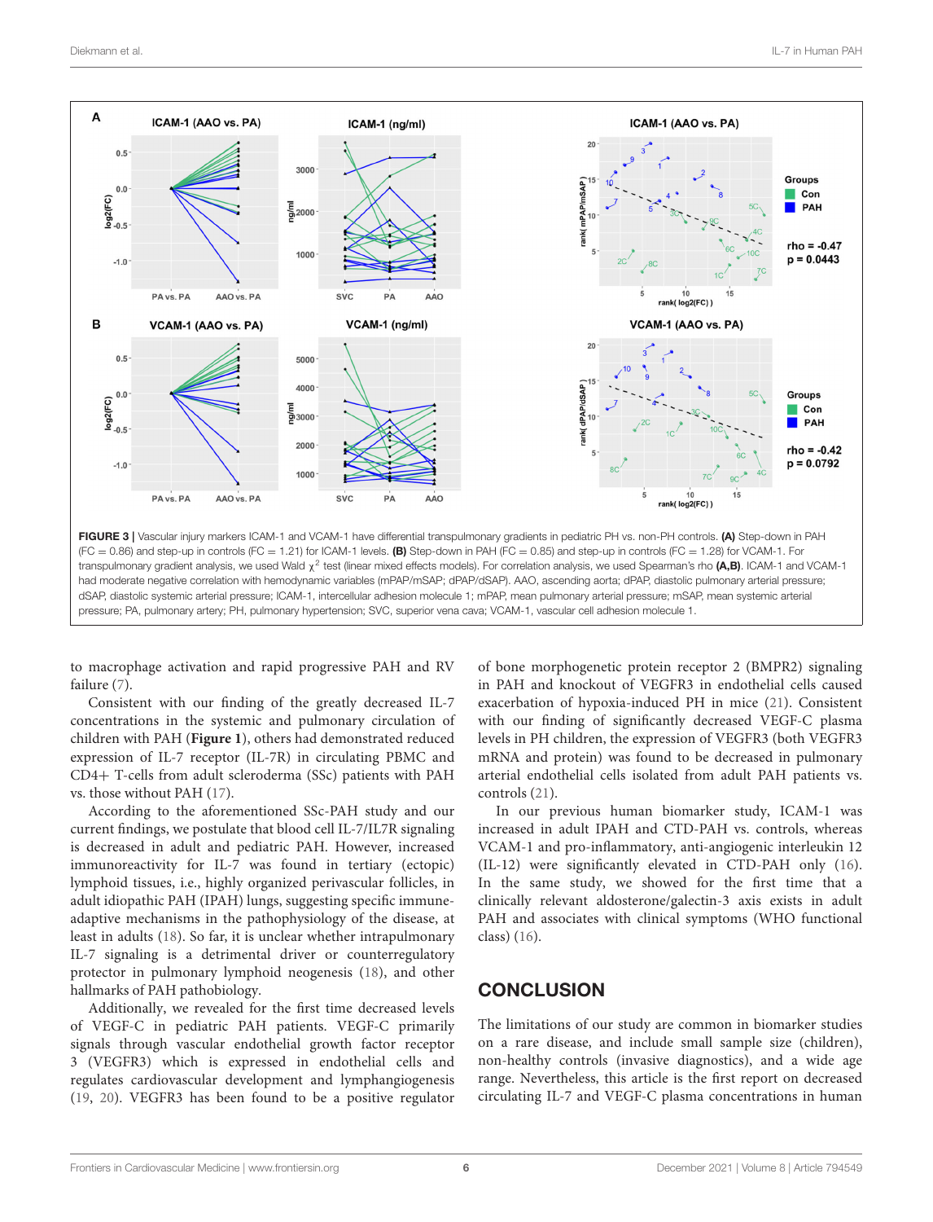FIGURE 3 | Vascular injury markers ICAM-1 and VCAM-1 have differential transpulmonary gradients in pediatric PH vs. non-PH controls. **(A)** Step-down in PAH (FC = 0.86) and step-up in controls (FC = 1.21) for ICAM-1 levels. **(B)** Step-down in PAH (FC = 0.85) and step-up in controls (FC = 1.28) for VCAM-1. For transpulmonary gradient analysis, we used Wald $\chi^2$ test (linear mixed effects models). For correlation analysis, we used Spearman's rho **(A,B)**. ICAM-1 and VCAM-1 had moderate negative correlation with hemodynamic variables (mPAP/mSAP; dPAP/dSAP). AAO, ascending aorta; dPAP, diastolic pulmonary arterial pressure; dSAP, diastolic systemic arterial pressure; ICAM-1, intercellular adhesion molecule 1; mPAP, mean pulmonary arterial pressure; mSAP, mean systemic arterial pressure; PA, pulmonary artery; PH, pulmonary hypertension; SVC, superior vena cava; VCAM-1, vascular cell adhesion molecule 1.

to macrophage activation and rapid progressive PAH and RV failure (7).

Consistent with our finding of the greatly decreased IL-7 concentrations in the systemic and pulmonary circulation of children with PAH (**Figure 1**), others had demonstrated reduced expression of IL-7 receptor (IL-7R) in circulating PBMC and CD4+ T-cells from adult scleroderma (SSc) patients with PAH vs. those without PAH (17).

According to the aforementioned SSc-PAH study and our current findings, we postulate that blood cell IL-7/IL7R signaling is decreased in adult and pediatric PAH. However, increased immunoreactivity for IL-7 was found in tertiary (ectopic) lymphoid tissues, i.e., highly organized perivascular follicles, in adult idiopathic PAH (IPAH) lungs, suggesting specific immune-adaptive mechanisms in the pathophysiology of the disease, at least in adults (18). So far, it is unclear whether intrapulmonary IL-7 signaling is a detrimental driver or counterregulatory protector in pulmonary lymphoid neogenesis (18), and other hallmarks of PAH pathobiology.

Additionally, we revealed for the first time decreased levels of VEGF-C in pediatric PAH patients. VEGF-C primarily signals through vascular endothelial growth factor receptor 3 (VEGFR3) which is expressed in endothelial cells and regulates cardiovascular development and lymphangiogenesis (19, 20). VEGFR3 has been found to be a positive regulator of bone morphogenetic protein receptor 2 (BMPR2) signaling in PAH and knockout of VEGFR3 in endothelial cells caused exacerbation of hypoxia-induced PH in mice (21). Consistent with our finding of significantly decreased VEGF-C plasma levels in PH children, the expression of VEGFR3 (both VEGFR3 mRNA and protein) was found to be decreased in pulmonary arterial endothelial cells isolated from adult PAH patients vs. controls (21).

In our previous human biomarker study, ICAM-1 was increased in adult IPAH and CTD-PAH vs. controls, whereas VCAM-1 and pro-inflammatory, anti-angiogenic interleukin 12 (IL-12) were significantly elevated in CTD-PAH only (16). In the same study, we showed for the first time that a clinically relevant aldosterone/galectin-3 axis exists in adult PAH and associates with clinical symptoms (WHO functional class) (16).

## CONCLUSION

The limitations of our study are common in biomarker studies on a rare disease, and include small sample size (children), non-healthy controls (invasive diagnostics), and a wide age range. Nevertheless, this article is the first report on decreased circulating IL-7 and VEGF-C plasma concentrations in human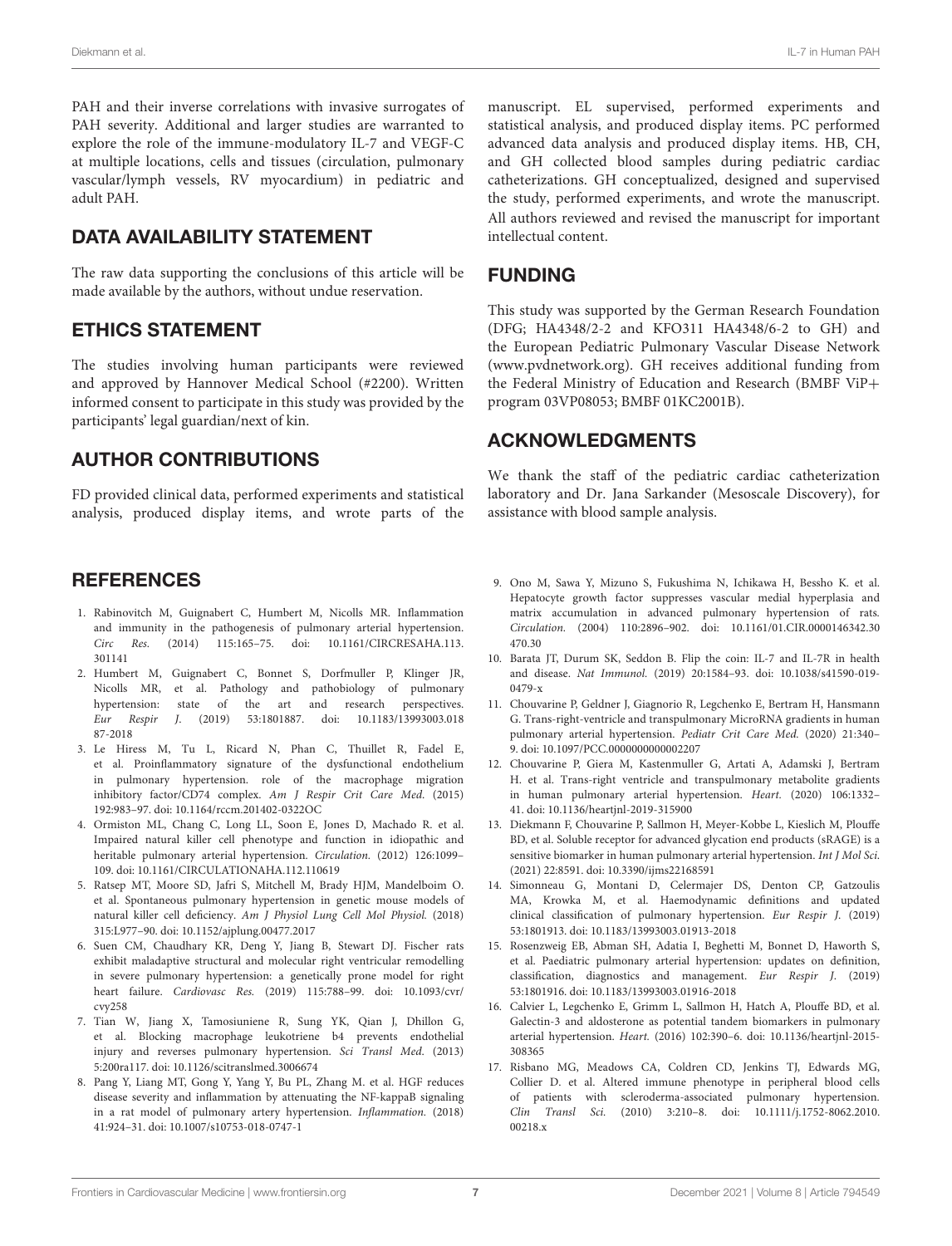PAH and their inverse correlations with invasive surrogates of PAH severity. Additional and larger studies are warranted to explore the role of the immune-modulatory IL-7 and VEGF-C at multiple locations, cells and tissues (circulation, pulmonary vascular/lymph vessels, RV myocardium) in pediatric and adult PAH.

## DATA AVAILABILITY STATEMENT

The raw data supporting the conclusions of this article will be made available by the authors, without undue reservation.

## ETHICS STATEMENT

The studies involving human participants were reviewed and approved by Hannover Medical School (#2200). Written informed consent to participate in this study was provided by the participants' legal guardian/next of kin.

## AUTHOR CONTRIBUTIONS

FD provided clinical data, performed experiments and statistical analysis, produced display items, and wrote parts of the manuscript. EL supervised, performed experiments and statistical analysis, and produced display items. PC performed advanced data analysis and produced display items. HB, CH, and GH collected blood samples during pediatric cardiac catheterizations. GH conceptualized, designed and supervised the study, performed experiments, and wrote the manuscript. All authors reviewed and revised the manuscript for important intellectual content.

## FUNDING

This study was supported by the German Research Foundation (DFG; HA4348/2-2 and KFO311 HA4348/6-2 to GH) and the European Pediatric Pulmonary Vascular Disease Network (www.pvdnetwork.org). GH receives additional funding from the Federal Ministry of Education and Research (BMBF ViP+ program 03VP08053; BMBF 01KC2001B).

## ACKNOWLEDGMENTS

We thank the staff of the pediatric cardiac catheterization laboratory and Dr. Jana Sarkander (Mesoscale Discovery), for assistance with blood sample analysis.

## REFERENCES

1. Rabinovitch M, Guignabert C, Humbert M, Nicolls MR. Inflammation and immunity in the pathogenesis of pulmonary arterial hypertension. *Circ Res.* (2014) 115:165–75. doi: 10.1161/CIRCRESAHA.113.301141
2. Humbert M, Guignabert C, Bonnet S, Dorfmuller P, Klinger JR, Nicolls MR, et al. Pathology and pathobiology of pulmonary hypertension: state of the art and research perspectives. *Eur Respir J.* (2019) 53:1801887. doi: 10.1183/13993003.01887-2018
3. Le Hiress M, Tu L, Ricard N, Phan C, Thuillet R, Fadel E, et al. Proinflammatory signature of the dysfunctional endothelium in pulmonary hypertension. role of the macrophage migration inhibitory factor/CD74 complex. *Am J Respir Crit Care Med.* (2015) 192:983–97. doi: 10.1164/rccm.201402-0322OC
4. Ormiston ML, Chang C, Long LL, Soon E, Jones D, Machado R. et al. Impaired natural killer cell phenotype and function in idiopathic and heritable pulmonary arterial hypertension. *Circulation.* (2012) 126:1099–109. doi: 10.1161/CIRCULATIONAHA.112.110619
5. Ratsep MT, Moore SD, Jafri S, Mitchell M, Brady HJM, Mandelboim O. et al. Spontaneous pulmonary hypertension in genetic mouse models of natural killer cell deficiency. *Am J Physiol Lung Cell Mol Physiol.* (2018) 315:L977–90. doi: 10.1152/ajplung.00477.2017
6. Suen CM, Chaudhary KR, Deng Y, Jiang B, Stewart DJ. Fischer rats exhibit maladaptive structural and molecular right ventricular remodelling in severe pulmonary hypertension: a genetically prone model for right heart failure. *Cardiovasc Res.* (2019) 115:788–99. doi: 10.1093/cvr/cvy258
7. Tian W, Jiang X, Tamosiuniene R, Sung YK, Qian J, Dhillon G, et al. Blocking macrophage leukotriene b4 prevents endothelial injury and reverses pulmonary hypertension. *Sci Transl Med.* (2013) 5:200ra117. doi: 10.1126/scitranslmed.3006674
8. Pang Y, Liang MT, Gong Y, Yang Y, Bu PL, Zhang M. et al. HGF reduces disease severity and inflammation by attenuating the NF-kappaB signaling in a rat model of pulmonary artery hypertension. *Inflammation.* (2018) 41:924–31. doi: 10.1007/s10753-018-0747-1
9. Ono M, Sawa Y, Mizuno S, Fukushima N, Ichikawa H, Bessho K. et al. Hepatocyte growth factor suppresses vascular medial hyperplasia and matrix accumulation in advanced pulmonary hypertension of rats. *Circulation.* (2004) 110:2896–902. doi: 10.1161/01.CIR.0000146342.30470.30
10. Barata JT, Durum SK, Seddon B. Flip the coin: IL-7 and IL-7R in health and disease. *Nat Immunol.* (2019) 20:1584–93. doi: 10.1038/s41590-019-0479-x
11. Chouvarine P, Geldner J, Giagnorio R, Legchenko E, Bertram H, Hansmann G. Trans-right-ventricle and transpulmonary MicroRNA gradients in human pulmonary arterial hypertension. *Pediatr Crit Care Med.* (2020) 21:340–9. doi: 10.1097/PCC.0000000000002207
12. Chouvarine P, Giera M, Kastenmuller G, Artati A, Adamski J, Bertram H. et al. Trans-right ventricle and transpulmonary metabolite gradients in human pulmonary arterial hypertension. *Heart.* (2020) 106:1332–41. doi: 10.1136/heartjnl-2019-315900
13. Diekmann F, Chouvarine P, Sallmon H, Meyer-Kobbe L, Kieslich M, Plouffe BD, et al. Soluble receptor for advanced glycation end products (sRAGE) is a sensitive biomarker in human pulmonary arterial hypertension. *Int J Mol Sci.* (2021) 22:8591. doi: 10.3390/ijms22168591
14. Simonneau G, Montani D, Celermajer DS, Denton CP, Gatzoulis MA, Krowka M, et al. Haemodynamic definitions and updated clinical classification of pulmonary hypertension. *Eur Respir J.* (2019) 53:1801913. doi: 10.1183/13993003.01913-2018
15. Rosenzweig EB, Abman SH, Adatia I, Beghetti M, Bonnet D, Haworth S, et al. Paediatric pulmonary arterial hypertension: updates on definition, classification, diagnostics and management. *Eur Respir J.* (2019) 53:1801916. doi: 10.1183/13993003.01916-2018
16. Calvier L, Legchenko E, Grimm L, Sallmon H, Hatch A, Plouffe BD, et al. Galectin-3 and aldosterone as potential tandem biomarkers in pulmonary arterial hypertension. *Heart.* (2016) 102:390–6. doi: 10.1136/heartjnl-2015-308365
17. Risbano MG, Meadows CA, Coldren CD, Jenkins TJ, Edwards MG, Collier D. et al. Altered immune phenotype in peripheral blood cells of patients with scleroderma-associated pulmonary hypertension. *Clin Transl Sci.* (2010) 3:210–8. doi: 10.1111/j.1752-8062.2010.00218.x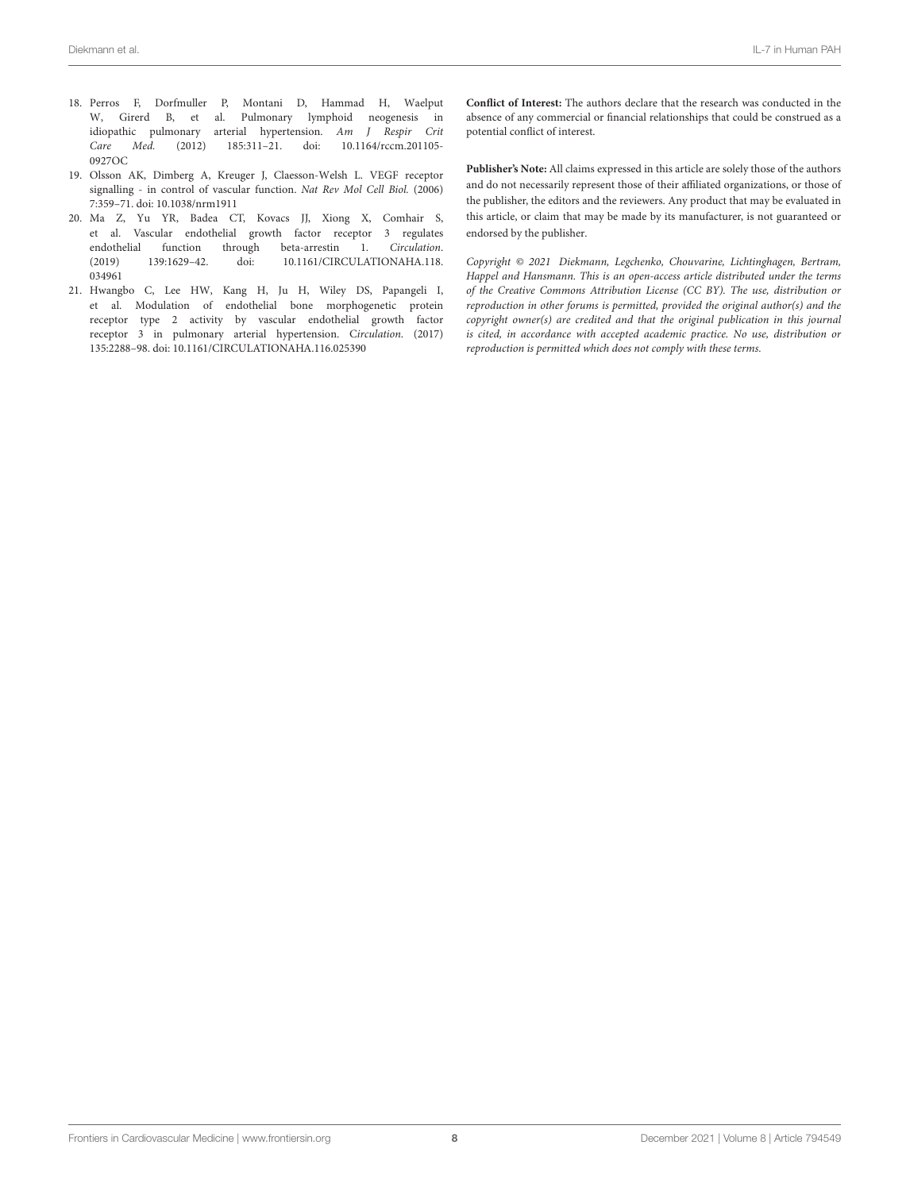18. Perros F, Dorfmuller P, Montani D, Hammad H, Waelput W, Girerd B, et al. Pulmonary lymphoid neogenesis in idiopathic pulmonary arterial hypertension. *Am J Respir Crit Care Med.* (2012) 185:311–21. doi: 10.1164/rccm.201105-0927OC
19. Olsson AK, Dimberg A, Kreuger J, Claesson-Welsh L. VEGF receptor signalling - in control of vascular function. *Nat Rev Mol Cell Biol.* (2006) 7:359–71. doi: 10.1038/nrm1911
20. Ma Z, Yu YR, Badea CT, Kovacs JJ, Xiong X, Comhair S, et al. Vascular endothelial growth factor receptor 3 regulates endothelial function through beta-arrestin 1. *Circulation.* (2019) 139:1629–42. doi: 10.1161/CIRCULATIONAHA.118.034961
21. Hwangbo C, Lee HW, Kang H, Ju H, Wiley DS, Papangeli I, et al. Modulation of endothelial bone morphogenetic protein receptor type 2 activity by vascular endothelial growth factor receptor 3 in pulmonary arterial hypertension. *Circulation.* (2017) 135:2288–98. doi: 10.1161/CIRCULATIONAHA.116.025390

**Conflict of Interest:** The authors declare that the research was conducted in the absence of any commercial or financial relationships that could be construed as a potential conflict of interest.

**Publisher's Note:** All claims expressed in this article are solely those of the authors and do not necessarily represent those of their affiliated organizations, or those of the publisher, the editors and the reviewers. Any product that may be evaluated in this article, or claim that may be made by its manufacturer, is not guaranteed or endorsed by the publisher.

*Copyright © 2021 Diekmann, Legchenko, Chouvarine, Lichtinghagen, Bertram, Happel and Hansmann. This is an open-access article distributed under the terms of the Creative Commons Attribution License (CC BY). The use, distribution or reproduction in other forums is permitted, provided the original author(s) and the copyright owner(s) are credited and that the original publication in this journal is cited, in accordance with accepted academic practice. No use, distribution or reproduction is permitted which does not comply with these terms.*